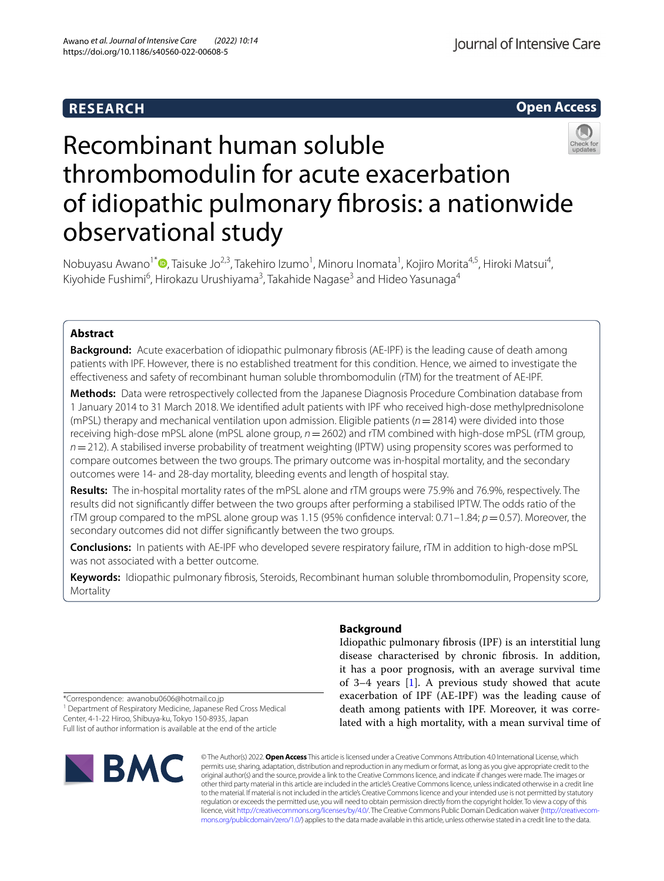RESEARCH

Open Access

# Recombinant human soluble thrombomodulin for acute exacerbation of idiopathic pulmonary fibrosis: a nationwide observational study

Nobuyasu Awano[1*], Taisuke Jo[2,3], Takehiro Izumo[1], Minoru Inomata[1], Kojiro Morita[4,5], Hiroki Matsui[4], Kiyohide Fushimi[6], Hirokazu Urushiyama[3], Takahide Nagase[3] and Hideo Yasunaga[4]

## Abstract

**Background:** Acute exacerbation of idiopathic pulmonary fibrosis (AE-IPF) is the leading cause of death among patients with IPF. However, there is no established treatment for this condition. Hence, we aimed to investigate the effectiveness and safety of recombinant human soluble thrombomodulin (rTM) for the treatment of AE-IPF.

**Methods:** Data were retrospectively collected from the Japanese Diagnosis Procedure Combination database from 1 January 2014 to 31 March 2018. We identified adult patients with IPF who received high-dose methylprednisolone (mPSL) therapy and mechanical ventilation upon admission. Eligible patients ($n = 2814$) were divided into those receiving high-dose mPSL alone (mPSL alone group, $n = 2602$) and rTM combined with high-dose mPSL (rTM group, $n = 212$). A stabilised inverse probability of treatment weighting (IPTW) using propensity scores was performed to compare outcomes between the two groups. The primary outcome was in-hospital mortality, and the secondary outcomes were 14- and 28-day mortality, bleeding events and length of hospital stay.

**Results:** The in-hospital mortality rates of the mPSL alone and rTM groups were 75.9% and 76.9%, respectively. The results did not significantly differ between the two groups after performing a stabilised IPTW. The odds ratio of the rTM group compared to the mPSL alone group was 1.15 (95% confidence interval: 0.71–1.84; $p = 0.57$). Moreover, the secondary outcomes did not differ significantly between the two groups.

**Conclusions:** In patients with AE-IPF who developed severe respiratory failure, rTM in addition to high-dose mPSL was not associated with a better outcome.

**Keywords:** Idiopathic pulmonary fibrosis, Steroids, Recombinant human soluble thrombomodulin, Propensity score, Mortality

## Background

Idiopathic pulmonary fibrosis (IPF) is an interstitial lung disease characterised by chronic fibrosis. In addition, it has a poor prognosis, with an average survival time of 3–4 years [1]. A previous study showed that acute exacerbation of IPF (AE-IPF) was the leading cause of death among patients with IPF. Moreover, it was correlated with a high mortality, with a mean survival time of

*Correspondence: awanobu0606@hotmail.co.jp
[1] Department of Respiratory Medicine, Japanese Red Cross Medical Center, 4-1-22 Hiroo, Shibuya-ku, Tokyo 150-8935, Japan
Full list of author information is available at the end of the article

© The Author(s) 2022. **Open Access** This article is licensed under a Creative Commons Attribution 4.0 International License, which permits use, sharing, adaptation, distribution and reproduction in any medium or format, as long as you give appropriate credit to the original author(s) and the source, provide a link to the Creative Commons licence, and indicate if changes were made. The images or other third party material in this article are included in the article's Creative Commons licence, unless indicated otherwise in a credit line to the material. If material is not included in the article's Creative Commons licence and your intended use is not permitted by statutory regulation or exceeds the permitted use, you will need to obtain permission directly from the copyright holder. To view a copy of this licence, visit http://creativecommons.org/licenses/by/4.0/. The Creative Commons Public Domain Dedication waiver (http://creativecommons.org/publicdomain/zero/1.0/) applies to the data made available in this article, unless otherwise stated in a credit line to the data.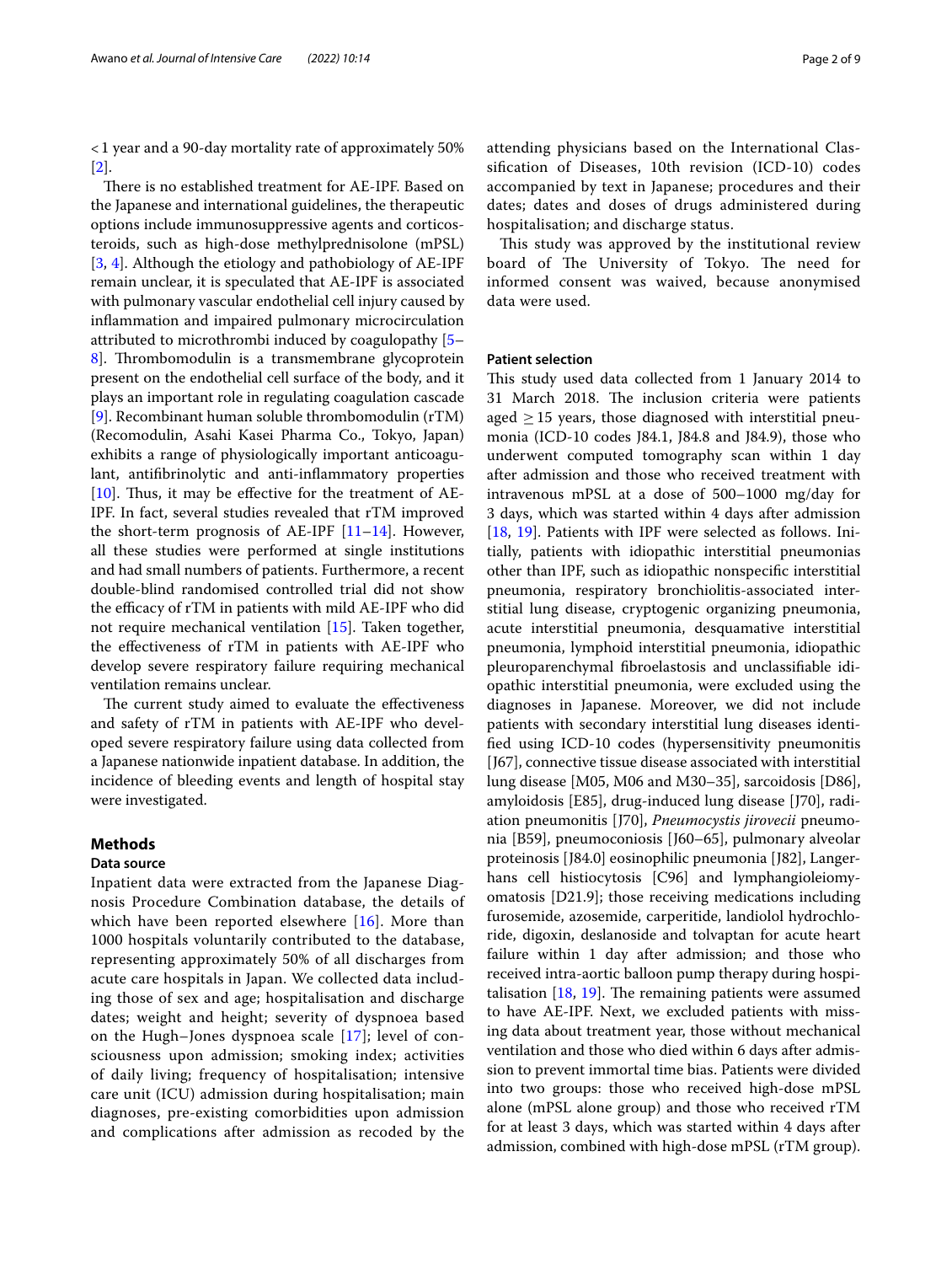<1 year and a 90-day mortality rate of approximately 50% [2].

There is no established treatment for AE-IPF. Based on the Japanese and international guidelines, the therapeutic options include immunosuppressive agents and corticosteroids, such as high-dose methylprednisolone (mPSL) [3, 4]. Although the etiology and pathobiology of AE-IPF remain unclear, it is speculated that AE-IPF is associated with pulmonary vascular endothelial cell injury caused by inflammation and impaired pulmonary microcirculation attributed to microthrombi induced by coagulopathy [5–8]. Thrombomodulin is a transmembrane glycoprotein present on the endothelial cell surface of the body, and it plays an important role in regulating coagulation cascade [9]. Recombinant human soluble thrombomodulin (rTM) (Recomodulin, Asahi Kasei Pharma Co., Tokyo, Japan) exhibits a range of physiologically important anticoagulant, antifibrinolytic and anti-inflammatory properties [10]. Thus, it may be effective for the treatment of AE-IPF. In fact, several studies revealed that rTM improved the short-term prognosis of AE-IPF [11–14]. However, all these studies were performed at single institutions and had small numbers of patients. Furthermore, a recent double-blind randomised controlled trial did not show the efficacy of rTM in patients with mild AE-IPF who did not require mechanical ventilation [15]. Taken together, the effectiveness of rTM in patients with AE-IPF who develop severe respiratory failure requiring mechanical ventilation remains unclear.

The current study aimed to evaluate the effectiveness and safety of rTM in patients with AE-IPF who developed severe respiratory failure using data collected from a Japanese nationwide inpatient database. In addition, the incidence of bleeding events and length of hospital stay were investigated.

## Methods

### Data source

Inpatient data were extracted from the Japanese Diagnosis Procedure Combination database, the details of which have been reported elsewhere [16]. More than 1000 hospitals voluntarily contributed to the database, representing approximately 50% of all discharges from acute care hospitals in Japan. We collected data including those of sex and age; hospitalisation and discharge dates; weight and height; severity of dyspnoea based on the Hugh–Jones dyspnoea scale [17]; level of consciousness upon admission; smoking index; activities of daily living; frequency of hospitalisation; intensive care unit (ICU) admission during hospitalisation; main diagnoses, pre-existing comorbidities upon admission and complications after admission as recoded by the attending physicians based on the International Classification of Diseases, 10th revision (ICD-10) codes accompanied by text in Japanese; procedures and their dates; dates and doses of drugs administered during hospitalisation; and discharge status.

This study was approved by the institutional review board of The University of Tokyo. The need for informed consent was waived, because anonymised data were used.

### Patient selection

This study used data collected from 1 January 2014 to 31 March 2018. The inclusion criteria were patients aged ≥ 15 years, those diagnosed with interstitial pneumonia (ICD-10 codes J84.1, J84.8 and J84.9), those who underwent computed tomography scan within 1 day after admission and those who received treatment with intravenous mPSL at a dose of 500–1000 mg/day for 3 days, which was started within 4 days after admission [18, 19]. Patients with IPF were selected as follows. Initially, patients with idiopathic interstitial pneumonias other than IPF, such as idiopathic nonspecific interstitial pneumonia, respiratory bronchiolitis-associated interstitial lung disease, cryptogenic organizing pneumonia, acute interstitial pneumonia, desquamative interstitial pneumonia, lymphoid interstitial pneumonia, idiopathic pleuroparenchymal fibroelastosis and unclassifiable idiopathic interstitial pneumonia, were excluded using the diagnoses in Japanese. Moreover, we did not include patients with secondary interstitial lung diseases identified using ICD-10 codes (hypersensitivity pneumonitis [J67], connective tissue disease associated with interstitial lung disease [M05, M06 and M30–35], sarcoidosis [D86], amyloidosis [E85], drug-induced lung disease [J70], radiation pneumonitis [J70], *Pneumocystis jirovecii* pneumonia [B59], pneumoconiosis [J60–65], pulmonary alveolar proteinosis [J84.0] eosinophilic pneumonia [J82], Langerhans cell histiocytosis [C96] and lymphangioleiomyomatosis [D21.9]; those receiving medications including furosemide, azosemide, carperitide, landiolol hydrochloride, digoxin, deslanoside and tolvaptan for acute heart failure within 1 day after admission; and those who received intra-aortic balloon pump therapy during hospitalisation [18, 19]. The remaining patients were assumed to have AE-IPF. Next, we excluded patients with missing data about treatment year, those without mechanical ventilation and those who died within 6 days after admission to prevent immortal time bias. Patients were divided into two groups: those who received high-dose mPSL alone (mPSL alone group) and those who received rTM for at least 3 days, which was started within 4 days after admission, combined with high-dose mPSL (rTM group).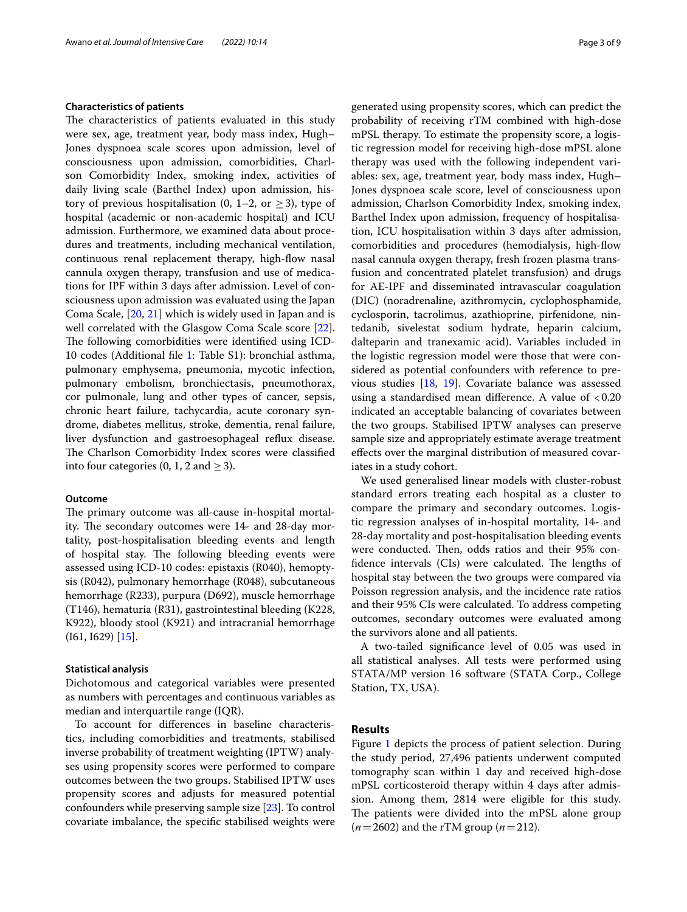### Characteristics of patients

The characteristics of patients evaluated in this study were sex, age, treatment year, body mass index, Hugh–Jones dyspnoea scale scores upon admission, level of consciousness upon admission, comorbidities, Charlson Comorbidity Index, smoking index, activities of daily living scale (Barthel Index) upon admission, history of previous hospitalisation (0, 1–2, or ≥ 3), type of hospital (academic or non-academic hospital) and ICU admission. Furthermore, we examined data about procedures and treatments, including mechanical ventilation, continuous renal replacement therapy, high-flow nasal cannula oxygen therapy, transfusion and use of medications for IPF within 3 days after admission. Level of consciousness upon admission was evaluated using the Japan Coma Scale, [20, 21] which is widely used in Japan and is well correlated with the Glasgow Coma Scale score [22]. The following comorbidities were identified using ICD-10 codes (Additional file 1: Table S1): bronchial asthma, pulmonary emphysema, pneumonia, mycotic infection, pulmonary embolism, bronchiectasis, pneumothorax, cor pulmonale, lung and other types of cancer, sepsis, chronic heart failure, tachycardia, acute coronary syndrome, diabetes mellitus, stroke, dementia, renal failure, liver dysfunction and gastroesophageal reflux disease. The Charlson Comorbidity Index scores were classified into four categories (0, 1, 2 and ≥ 3).

### Outcome

The primary outcome was all-cause in-hospital mortality. The secondary outcomes were 14- and 28-day mortality, post-hospitalisation bleeding events and length of hospital stay. The following bleeding events were assessed using ICD-10 codes: epistaxis (R040), hemoptysis (R042), pulmonary hemorrhage (R048), subcutaneous hemorrhage (R233), purpura (D692), muscle hemorrhage (T146), hematuria (R31), gastrointestinal bleeding (K228, K922), bloody stool (K921) and intracranial hemorrhage (I61, I629) [15].

### Statistical analysis

Dichotomous and categorical variables were presented as numbers with percentages and continuous variables as median and interquartile range (IQR).

To account for differences in baseline characteristics, including comorbidities and treatments, stabilised inverse probability of treatment weighting (IPTW) analyses using propensity scores were performed to compare outcomes between the two groups. Stabilised IPTW uses propensity scores and adjusts for measured potential confounders while preserving sample size [23]. To control covariate imbalance, the specific stabilised weights were generated using propensity scores, which can predict the probability of receiving rTM combined with high-dose mPSL therapy. To estimate the propensity score, a logistic regression model for receiving high-dose mPSL alone therapy was used with the following independent variables: sex, age, treatment year, body mass index, Hugh–Jones dyspnoea scale score, level of consciousness upon admission, Charlson Comorbidity Index, smoking index, Barthel Index upon admission, frequency of hospitalisation, ICU hospitalisation within 3 days after admission, comorbidities and procedures (hemodialysis, high-flow nasal cannula oxygen therapy, fresh frozen plasma transfusion and concentrated platelet transfusion) and drugs for AE-IPF and disseminated intravascular coagulation (DIC) (noradrenaline, azithromycin, cyclophosphamide, cyclosporin, tacrolimus, azathioprine, pirfenidone, nintedanib, sivelestat sodium hydrate, heparin calcium, dalteparin and tranexamic acid). Variables included in the logistic regression model were those that were considered as potential confounders with reference to previous studies [18, 19]. Covariate balance was assessed using a standardised mean difference. A value of < 0.20 indicated an acceptable balancing of covariates between the two groups. Stabilised IPTW analyses can preserve sample size and appropriately estimate average treatment effects over the marginal distribution of measured covariates in a study cohort.

We used generalised linear models with cluster-robust standard errors treating each hospital as a cluster to compare the primary and secondary outcomes. Logistic regression analyses of in-hospital mortality, 14- and 28-day mortality and post-hospitalisation bleeding events were conducted. Then, odds ratios and their 95% confidence intervals (CIs) were calculated. The lengths of hospital stay between the two groups were compared via Poisson regression analysis, and the incidence rate ratios and their 95% CIs were calculated. To address competing outcomes, secondary outcomes were evaluated among the survivors alone and all patients.

A two-tailed significance level of 0.05 was used in all statistical analyses. All tests were performed using STATA/MP version 16 software (STATA Corp., College Station, TX, USA).

## Results

Figure 1 depicts the process of patient selection. During the study period, 27,496 patients underwent computed tomography scan within 1 day and received high-dose mPSL corticosteroid therapy within 4 days after admission. Among them, 2814 were eligible for this study. The patients were divided into the mPSL alone group ($n = 2602$) and the rTM group ($n = 212$).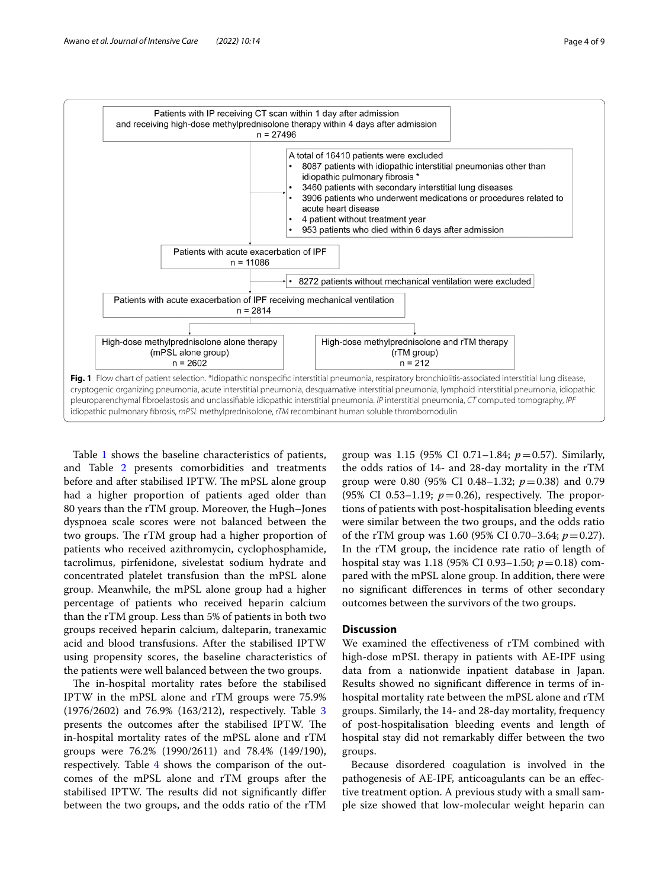Patients with IP receiving CT scan within 1 day after admission
and receiving high-dose methylprednisolone therapy within 4 days after admission
n = 27496

A total of 16410 patients were excluded
- 8087 patients with idiopathic interstitial pneumonias other than idiopathic pulmonary fibrosis *
- 3460 patients with secondary interstitial lung diseases
- 3906 patients who underwent medications or procedures related to acute heart disease
- 4 patient without treatment year
- 953 patients who died within 6 days after admission

Patients with acute exacerbation of IPF
n = 11086

- 8272 patients without mechanical ventilation were excluded

Patients with acute exacerbation of IPF receiving mechanical ventilation
n = 2814

High-dose methylprednisolone alone therapy
(mPSL alone group)
n = 2602

High-dose methylprednisolone and rTM therapy
(rTM group)
n = 212

**Fig. 1** Flow chart of patient selection. *Idiopathic nonspecific interstitial pneumonia, respiratory bronchiolitis-associated interstitial lung disease, cryptogenic organizing pneumonia, acute interstitial pneumonia, desquamative interstitial pneumonia, lymphoid interstitial pneumonia, idiopathic pleuroparenchymal fibroelastosis and unclassifiable idiopathic interstitial pneumonia. *IP* interstitial pneumonia, *CT* computed tomography, *IPF* idiopathic pulmonary fibrosis, *mPSL* methylprednisolone, *rTM* recombinant human soluble thrombomodulin

Table 1 shows the baseline characteristics of patients, and Table 2 presents comorbidities and treatments before and after stabilised IPTW. The mPSL alone group had a higher proportion of patients aged older than 80 years than the rTM group. Moreover, the Hugh–Jones dyspnoea scale scores were not balanced between the two groups. The rTM group had a higher proportion of patients who received azithromycin, cyclophosphamide, tacrolimus, pirfenidone, sivelestat sodium hydrate and concentrated platelet transfusion than the mPSL alone group. Meanwhile, the mPSL alone group had a higher percentage of patients who received heparin calcium than the rTM group. Less than 5% of patients in both two groups received heparin calcium, dalteparin, tranexamic acid and blood transfusions. After the stabilised IPTW using propensity scores, the baseline characteristics of the patients were well balanced between the two groups.

The in-hospital mortality rates before the stabilised IPTW in the mPSL alone and rTM groups were 75.9% (1976/2602) and 76.9% (163/212), respectively. Table 3 presents the outcomes after the stabilised IPTW. The in-hospital mortality rates of the mPSL alone and rTM groups were 76.2% (1990/2611) and 78.4% (149/190), respectively. Table 4 shows the comparison of the outcomes of the mPSL alone and rTM groups after the stabilised IPTW. The results did not significantly differ between the two groups, and the odds ratio of the rTM group was 1.15 (95% CI 0.71–1.84; $p=0.57$). Similarly, the odds ratios of 14- and 28-day mortality in the rTM group were 0.80 (95% CI 0.48–1.32; $p=0.38$) and 0.79 (95% CI 0.53–1.19; $p=0.26$), respectively. The proportions of patients with post-hospitalisation bleeding events were similar between the two groups, and the odds ratio of the rTM group was 1.60 (95% CI 0.70–3.64; $p=0.27$). In the rTM group, the incidence rate ratio of length of hospital stay was 1.18 (95% CI 0.93–1.50; $p=0.18$) compared with the mPSL alone group. In addition, there were no significant differences in terms of other secondary outcomes between the survivors of the two groups.

## Discussion

We examined the effectiveness of rTM combined with high-dose mPSL therapy in patients with AE-IPF using data from a nationwide inpatient database in Japan. Results showed no significant difference in terms of in-hospital mortality rate between the mPSL alone and rTM groups. Similarly, the 14- and 28-day mortality, frequency of post-hospitalisation bleeding events and length of hospital stay did not remarkably differ between the two groups.

Because disordered coagulation is involved in the pathogenesis of AE-IPF, anticoagulants can be an effective treatment option. A previous study with a small sample size showed that low-molecular weight heparin can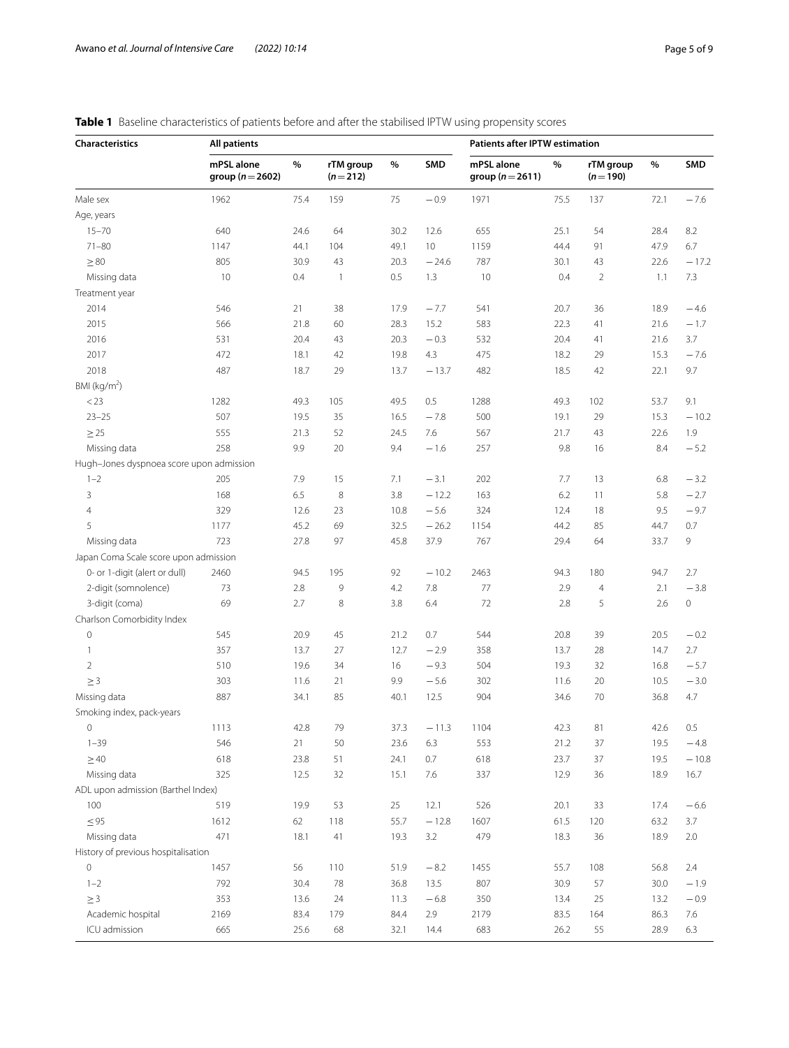**Table 1** Baseline characteristics of patients before and after the stabilised IPTW using propensity scores

| Characteristics | All patients | | | | | Patients after IPTW estimation | | | | |
|---|---|---|---|---|---|---|---|---|---|---|
| | mPSL alone group ($n = 2602$) | % | rTM group ($n = 212$) | % | SMD | mPSL alone group ($n = 2611$) | % | rTM group ($n = 190$) | % | SMD |
| Male sex | 1962 | 75.4 | 159 | 75 | −0.9 | 1971 | 75.5 | 137 | 72.1 | −7.6 |
| Age, years | | | | | | | | | | |
| 15–70 | 640 | 24.6 | 64 | 30.2 | 12.6 | 655 | 25.1 | 54 | 28.4 | 8.2 |
| 71–80 | 1147 | 44.1 | 104 | 49.1 | 10 | 1159 | 44.4 | 91 | 47.9 | 6.7 |
| ≥ 80 | 805 | 30.9 | 43 | 20.3 | −24.6 | 787 | 30.1 | 43 | 22.6 | −17.2 |
| Missing data | 10 | 0.4 | 1 | 0.5 | 1.3 | 10 | 0.4 | 2 | 1.1 | 7.3 |
| Treatment year | | | | | | | | | | |
| 2014 | 546 | 21 | 38 | 17.9 | −7.7 | 541 | 20.7 | 36 | 18.9 | −4.6 |
| 2015 | 566 | 21.8 | 60 | 28.3 | 15.2 | 583 | 22.3 | 41 | 21.6 | −1.7 |
| 2016 | 531 | 20.4 | 43 | 20.3 | −0.3 | 532 | 20.4 | 41 | 21.6 | 3.7 |
| 2017 | 472 | 18.1 | 42 | 19.8 | 4.3 | 475 | 18.2 | 29 | 15.3 | −7.6 |
| 2018 | 487 | 18.7 | 29 | 13.7 | −13.7 | 482 | 18.5 | 42 | 22.1 | 9.7 |
| BMI (kg/m$^2$) | | | | | | | | | | |
| < 23 | 1282 | 49.3 | 105 | 49.5 | 0.5 | 1288 | 49.3 | 102 | 53.7 | 9.1 |
| 23–25 | 507 | 19.5 | 35 | 16.5 | −7.8 | 500 | 19.1 | 29 | 15.3 | −10.2 |
| ≥ 25 | 555 | 21.3 | 52 | 24.5 | 7.6 | 567 | 21.7 | 43 | 22.6 | 1.9 |
| Missing data | 258 | 9.9 | 20 | 9.4 | −1.6 | 257 | 9.8 | 16 | 8.4 | −5.2 |
| Hugh–Jones dyspnoea score upon admission | | | | | | | | | | |
| 1–2 | 205 | 7.9 | 15 | 7.1 | −3.1 | 202 | 7.7 | 13 | 6.8 | −3.2 |
| 3 | 168 | 6.5 | 8 | 3.8 | −12.2 | 163 | 6.2 | 11 | 5.8 | −2.7 |
| 4 | 329 | 12.6 | 23 | 10.8 | −5.6 | 324 | 12.4 | 18 | 9.5 | −9.7 |
| 5 | 1177 | 45.2 | 69 | 32.5 | −26.2 | 1154 | 44.2 | 85 | 44.7 | 0.7 |
| Missing data | 723 | 27.8 | 97 | 45.8 | 37.9 | 767 | 29.4 | 64 | 33.7 | 9 |
| Japan Coma Scale score upon admission | | | | | | | | | | |
| 0- or 1-digit (alert or dull) | 2460 | 94.5 | 195 | 92 | −10.2 | 2463 | 94.3 | 180 | 94.7 | 2.7 |
| 2-digit (somnolence) | 73 | 2.8 | 9 | 4.2 | 7.8 | 77 | 2.9 | 4 | 2.1 | −3.8 |
| 3-digit (coma) | 69 | 2.7 | 8 | 3.8 | 6.4 | 72 | 2.8 | 5 | 2.6 | 0 |
| Charlson Comorbidity Index | | | | | | | | | | |
| 0 | 545 | 20.9 | 45 | 21.2 | 0.7 | 544 | 20.8 | 39 | 20.5 | −0.2 |
| 1 | 357 | 13.7 | 27 | 12.7 | −2.9 | 358 | 13.7 | 28 | 14.7 | 2.7 |
| 2 | 510 | 19.6 | 34 | 16 | −9.3 | 504 | 19.3 | 32 | 16.8 | −5.7 |
| ≥ 3 | 303 | 11.6 | 21 | 9.9 | −5.6 | 302 | 11.6 | 20 | 10.5 | −3.0 |
| Missing data | 887 | 34.1 | 85 | 40.1 | 12.5 | 904 | 34.6 | 70 | 36.8 | 4.7 |
| Smoking index, pack-years | | | | | | | | | | |
| 0 | 1113 | 42.8 | 79 | 37.3 | −11.3 | 1104 | 42.3 | 81 | 42.6 | 0.5 |
| 1–39 | 546 | 21 | 50 | 23.6 | 6.3 | 553 | 21.2 | 37 | 19.5 | −4.8 |
| ≥ 40 | 618 | 23.8 | 51 | 24.1 | 0.7 | 618 | 23.7 | 37 | 19.5 | −10.8 |
| Missing data | 325 | 12.5 | 32 | 15.1 | 7.6 | 337 | 12.9 | 36 | 18.9 | 16.7 |
| ADL upon admission (Barthel Index) | | | | | | | | | | |
| 100 | 519 | 19.9 | 53 | 25 | 12.1 | 526 | 20.1 | 33 | 17.4 | −6.6 |
| ≤ 95 | 1612 | 62 | 118 | 55.7 | −12.8 | 1607 | 61.5 | 120 | 63.2 | 3.7 |
| Missing data | 471 | 18.1 | 41 | 19.3 | 3.2 | 479 | 18.3 | 36 | 18.9 | 2.0 |
| History of previous hospitalisation | | | | | | | | | | |
| 0 | 1457 | 56 | 110 | 51.9 | −8.2 | 1455 | 55.7 | 108 | 56.8 | 2.4 |
| 1–2 | 792 | 30.4 | 78 | 36.8 | 13.5 | 807 | 30.9 | 57 | 30.0 | −1.9 |
| ≥ 3 | 353 | 13.6 | 24 | 11.3 | −6.8 | 350 | 13.4 | 25 | 13.2 | −0.9 |
| Academic hospital | 2169 | 83.4 | 179 | 84.4 | 2.9 | 2179 | 83.5 | 164 | 86.3 | 7.6 |
| ICU admission | 665 | 25.6 | 68 | 32.1 | 14.4 | 683 | 26.2 | 55 | 28.9 | 6.3 |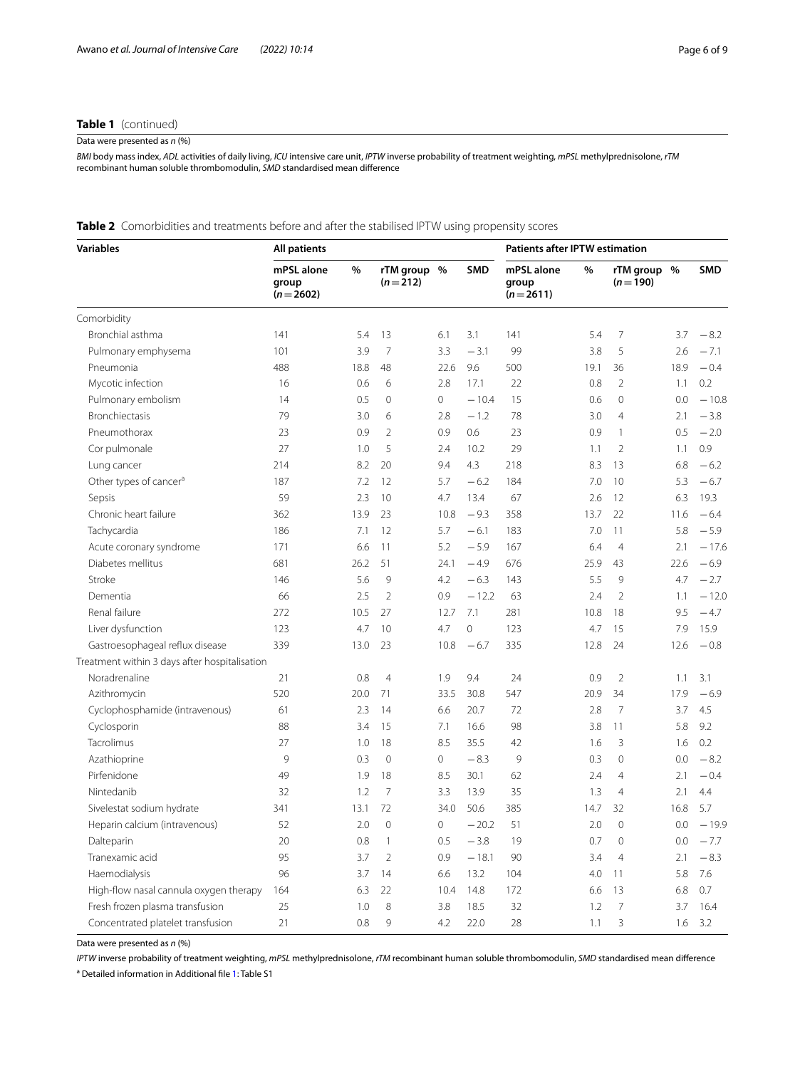**Table 1** (continued)

Data were presented as *n* (%)

*BMI* body mass index, *ADL* activities of daily living, *ICU* intensive care unit, *IPTW* inverse probability of treatment weighting, *mPSL* methylprednisolone, *rTM* recombinant human soluble thrombomodulin, *SMD* standardised mean difference

**Table 2** Comorbidities and treatments before and after the stabilised IPTW using propensity scores

| Variables | All patients | | | | | Patients after IPTW estimation | | | | |
|---|---|---|---|---|---|---|---|---|---|---|
| | mPSL alone group (*n* = 2602) | % | rTM group (*n* = 212) | % | SMD | mPSL alone group (*n* = 2611) | % | rTM group (*n* = 190) | % | SMD |
| Comorbidity | | | | | | | | | | |
| Bronchial asthma | 141 | 5.4 | 13 | 6.1 | 3.1 | 141 | 5.4 | 7 | 3.7 | −8.2 |
| Pulmonary emphysema | 101 | 3.9 | 7 | 3.3 | −3.1 | 99 | 3.8 | 5 | 2.6 | −7.1 |
| Pneumonia | 488 | 18.8 | 48 | 22.6 | 9.6 | 500 | 19.1 | 36 | 18.9 | −0.4 |
| Mycotic infection | 16 | 0.6 | 6 | 2.8 | 17.1 | 22 | 0.8 | 2 | 1.1 | 0.2 |
| Pulmonary embolism | 14 | 0.5 | 0 | 0 | −10.4 | 15 | 0.6 | 0 | 0.0 | −10.8 |
| Bronchiectasis | 79 | 3.0 | 6 | 2.8 | −1.2 | 78 | 3.0 | 4 | 2.1 | −3.8 |
| Pneumothorax | 23 | 0.9 | 2 | 0.9 | 0.6 | 23 | 0.9 | 1 | 0.5 | −2.0 |
| Cor pulmonale | 27 | 1.0 | 5 | 2.4 | 10.2 | 29 | 1.1 | 2 | 1.1 | 0.9 |
| Lung cancer | 214 | 8.2 | 20 | 9.4 | 4.3 | 218 | 8.3 | 13 | 6.8 | −6.2 |
| Other types of cancer[a] | 187 | 7.2 | 12 | 5.7 | −6.2 | 184 | 7.0 | 10 | 5.3 | −6.7 |
| Sepsis | 59 | 2.3 | 10 | 4.7 | 13.4 | 67 | 2.6 | 12 | 6.3 | 19.3 |
| Chronic heart failure | 362 | 13.9 | 23 | 10.8 | −9.3 | 358 | 13.7 | 22 | 11.6 | −6.4 |
| Tachycardia | 186 | 7.1 | 12 | 5.7 | −6.1 | 183 | 7.0 | 11 | 5.8 | −5.9 |
| Acute coronary syndrome | 171 | 6.6 | 11 | 5.2 | −5.9 | 167 | 6.4 | 4 | 2.1 | −17.6 |
| Diabetes mellitus | 681 | 26.2 | 51 | 24.1 | −4.9 | 676 | 25.9 | 43 | 22.6 | −6.9 |
| Stroke | 146 | 5.6 | 9 | 4.2 | −6.3 | 143 | 5.5 | 9 | 4.7 | −2.7 |
| Dementia | 66 | 2.5 | 2 | 0.9 | −12.2 | 63 | 2.4 | 2 | 1.1 | −12.0 |
| Renal failure | 272 | 10.5 | 27 | 12.7 | 7.1 | 281 | 10.8 | 18 | 9.5 | −4.7 |
| Liver dysfunction | 123 | 4.7 | 10 | 4.7 | 0 | 123 | 4.7 | 15 | 7.9 | 15.9 |
| Gastroesophageal reflux disease | 339 | 13.0 | 23 | 10.8 | −6.7 | 335 | 12.8 | 24 | 12.6 | −0.8 |
| Treatment within 3 days after hospitalisation | | | | | | | | | | |
| Noradrenaline | 21 | 0.8 | 4 | 1.9 | 9.4 | 24 | 0.9 | 2 | 1.1 | 3.1 |
| Azithromycin | 520 | 20.0 | 71 | 33.5 | 30.8 | 547 | 20.9 | 34 | 17.9 | −6.9 |
| Cyclophosphamide (intravenous) | 61 | 2.3 | 14 | 6.6 | 20.7 | 72 | 2.8 | 7 | 3.7 | 4.5 |
| Cyclosporin | 88 | 3.4 | 15 | 7.1 | 16.6 | 98 | 3.8 | 11 | 5.8 | 9.2 |
| Tacrolimus | 27 | 1.0 | 18 | 8.5 | 35.5 | 42 | 1.6 | 3 | 1.6 | 0.2 |
| Azathioprine | 9 | 0.3 | 0 | 0 | −8.3 | 9 | 0.3 | 0 | 0.0 | −8.2 |
| Pirfenidone | 49 | 1.9 | 18 | 8.5 | 30.1 | 62 | 2.4 | 4 | 2.1 | −0.4 |
| Nintedanib | 32 | 1.2 | 7 | 3.3 | 13.9 | 35 | 1.3 | 4 | 2.1 | 4.4 |
| Sivelestat sodium hydrate | 341 | 13.1 | 72 | 34.0 | 50.6 | 385 | 14.7 | 32 | 16.8 | 5.7 |
| Heparin calcium (intravenous) | 52 | 2.0 | 0 | 0 | −20.2 | 51 | 2.0 | 0 | 0.0 | −19.9 |
| Dalteparin | 20 | 0.8 | 1 | 0.5 | −3.8 | 19 | 0.7 | 0 | 0.0 | −7.7 |
| Tranexamic acid | 95 | 3.7 | 2 | 0.9 | −18.1 | 90 | 3.4 | 4 | 2.1 | −8.3 |
| Haemodialysis | 96 | 3.7 | 14 | 6.6 | 13.2 | 104 | 4.0 | 11 | 5.8 | 7.6 |
| High-flow nasal cannula oxygen therapy | 164 | 6.3 | 22 | 10.4 | 14.8 | 172 | 6.6 | 13 | 6.8 | 0.7 |
| Fresh frozen plasma transfusion | 25 | 1.0 | 8 | 3.8 | 18.5 | 32 | 1.2 | 7 | 3.7 | 16.4 |
| Concentrated platelet transfusion | 21 | 0.8 | 9 | 4.2 | 22.0 | 28 | 1.1 | 3 | 1.6 | 3.2 |

Data were presented as *n* (%)

*IPTW* inverse probability of treatment weighting, *mPSL* methylprednisolone, *rTM* recombinant human soluble thrombomodulin, *SMD* standardised mean difference

[a] Detailed information in Additional file 1: Table S1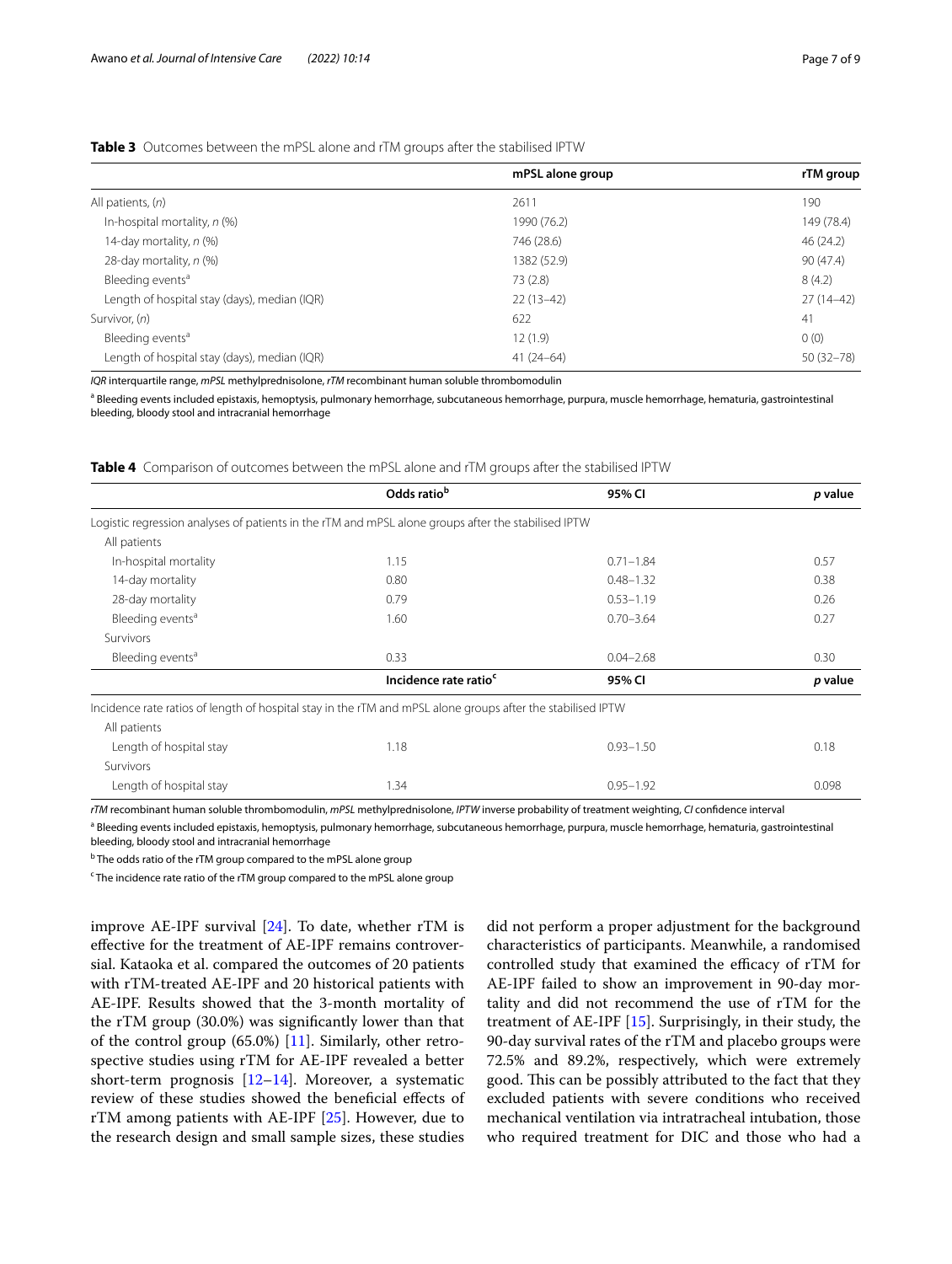**Table 3** Outcomes between the mPSL alone and rTM groups after the stabilised IPTW

| | mPSL alone group | rTM group |
|---|---|---|
| All patients, (*n*) | 2611 | 190 |
| In-hospital mortality, *n* (%) | 1990 (76.2) | 149 (78.4) |
| 14-day mortality, *n* (%) | 746 (28.6) | 46 (24.2) |
| 28-day mortality, *n* (%) | 1382 (52.9) | 90 (47.4) |
| Bleeding events[a] | 73 (2.8) | 8 (4.2) |
| Length of hospital stay (days), median (IQR) | 22 (13–42) | 27 (14–42) |
| Survivor, (*n*) | 622 | 41 |
| Bleeding events[a] | 12 (1.9) | 0 (0) |
| Length of hospital stay (days), median (IQR) | 41 (24–64) | 50 (32–78) |

*IQR* interquartile range, *mPSL* methylprednisolone, *rTM* recombinant human soluble thrombomodulin

[a] Bleeding events included epistaxis, hemoptysis, pulmonary hemorrhage, subcutaneous hemorrhage, purpura, muscle hemorrhage, hematuria, gastrointestinal bleeding, bloody stool and intracranial hemorrhage

**Table 4** Comparison of outcomes between the mPSL alone and rTM groups after the stabilised IPTW

| | Odds ratio[b] | 95% CI | *p* value |
|---|---|---|---|
| Logistic regression analyses of patients in the rTM and mPSL alone groups after the stabilised IPTW | | | |
| All patients | | | |
| In-hospital mortality | 1.15 | 0.71–1.84 | 0.57 |
| 14-day mortality | 0.80 | 0.48–1.32 | 0.38 |
| 28-day mortality | 0.79 | 0.53–1.19 | 0.26 |
| Bleeding events[a] | 1.60 | 0.70–3.64 | 0.27 |
| Survivors | | | |
| Bleeding events[a] | 0.33 | 0.04–2.68 | 0.30 |
| | **Incidence rate ratio[c]** | **95% CI** | ***p* value** |
| Incidence rate ratios of length of hospital stay in the rTM and mPSL alone groups after the stabilised IPTW | | | |
| All patients | | | |
| Length of hospital stay | 1.18 | 0.93–1.50 | 0.18 |
| Survivors | | | |
| Length of hospital stay | 1.34 | 0.95–1.92 | 0.098 |

*rTM* recombinant human soluble thrombomodulin, *mPSL* methylprednisolone, *IPTW* inverse probability of treatment weighting, *CI* confidence interval

[a] Bleeding events included epistaxis, hemoptysis, pulmonary hemorrhage, subcutaneous hemorrhage, purpura, muscle hemorrhage, hematuria, gastrointestinal bleeding, bloody stool and intracranial hemorrhage

[b] The odds ratio of the rTM group compared to the mPSL alone group

[c] The incidence rate ratio of the rTM group compared to the mPSL alone group

improve AE-IPF survival [24]. To date, whether rTM is effective for the treatment of AE-IPF remains controversial. Kataoka et al. compared the outcomes of 20 patients with rTM-treated AE-IPF and 20 historical patients with AE-IPF. Results showed that the 3-month mortality of the rTM group (30.0%) was significantly lower than that of the control group (65.0%) [11]. Similarly, other retrospective studies using rTM for AE-IPF revealed a better short-term prognosis [12–14]. Moreover, a systematic review of these studies showed the beneficial effects of rTM among patients with AE-IPF [25]. However, due to the research design and small sample sizes, these studies did not perform a proper adjustment for the background characteristics of participants. Meanwhile, a randomised controlled study that examined the efficacy of rTM for AE-IPF failed to show an improvement in 90-day mortality and did not recommend the use of rTM for the treatment of AE-IPF [15]. Surprisingly, in their study, the 90-day survival rates of the rTM and placebo groups were 72.5% and 89.2%, respectively, which were extremely good. This can be possibly attributed to the fact that they excluded patients with severe conditions who received mechanical ventilation via intratracheal intubation, those who required treatment for DIC and those who had a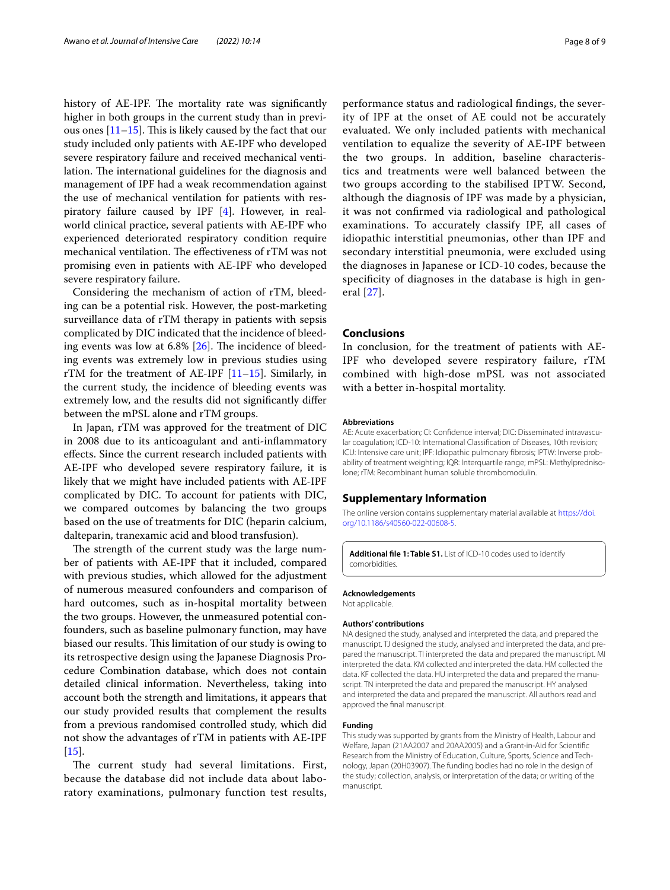history of AE-IPF. The mortality rate was significantly higher in both groups in the current study than in previous ones [11–15]. This is likely caused by the fact that our study included only patients with AE-IPF who developed severe respiratory failure and received mechanical ventilation. The international guidelines for the diagnosis and management of IPF had a weak recommendation against the use of mechanical ventilation for patients with respiratory failure caused by IPF [4]. However, in real-world clinical practice, several patients with AE-IPF who experienced deteriorated respiratory condition require mechanical ventilation. The effectiveness of rTM was not promising even in patients with AE-IPF who developed severe respiratory failure.

Considering the mechanism of action of rTM, bleeding can be a potential risk. However, the post-marketing surveillance data of rTM therapy in patients with sepsis complicated by DIC indicated that the incidence of bleeding events was low at 6.8% [26]. The incidence of bleeding events was extremely low in previous studies using rTM for the treatment of AE-IPF [11–15]. Similarly, in the current study, the incidence of bleeding events was extremely low, and the results did not significantly differ between the mPSL alone and rTM groups.

In Japan, rTM was approved for the treatment of DIC in 2008 due to its anticoagulant and anti-inflammatory effects. Since the current research included patients with AE-IPF who developed severe respiratory failure, it is likely that we might have included patients with AE-IPF complicated by DIC. To account for patients with DIC, we compared outcomes by balancing the two groups based on the use of treatments for DIC (heparin calcium, dalteparin, tranexamic acid and blood transfusion).

The strength of the current study was the large number of patients with AE-IPF that it included, compared with previous studies, which allowed for the adjustment of numerous measured confounders and comparison of hard outcomes, such as in-hospital mortality between the two groups. However, the unmeasured potential confounders, such as baseline pulmonary function, may have biased our results. This limitation of our study is owing to its retrospective design using the Japanese Diagnosis Procedure Combination database, which does not contain detailed clinical information. Nevertheless, taking into account both the strength and limitations, it appears that our study provided results that complement the results from a previous randomised controlled study, which did not show the advantages of rTM in patients with AE-IPF [15].

The current study had several limitations. First, because the database did not include data about laboratory examinations, pulmonary function test results, performance status and radiological findings, the severity of IPF at the onset of AE could not be accurately evaluated. We only included patients with mechanical ventilation to equalize the severity of AE-IPF between the two groups. In addition, baseline characteristics and treatments were well balanced between the two groups according to the stabilised IPTW. Second, although the diagnosis of IPF was made by a physician, it was not confirmed via radiological and pathological examinations. To accurately classify IPF, all cases of idiopathic interstitial pneumonias, other than IPF and secondary interstitial pneumonia, were excluded using the diagnoses in Japanese or ICD-10 codes, because the specificity of diagnoses in the database is high in general [27].

## Conclusions

In conclusion, for the treatment of patients with AE-IPF who developed severe respiratory failure, rTM combined with high-dose mPSL was not associated with a better in-hospital mortality.

#### Abbreviations

AE: Acute exacerbation; CI: Confidence interval; DIC: Disseminated intravascular coagulation; ICD-10: International Classification of Diseases, 10th revision; ICU: Intensive care unit; IPF: Idiopathic pulmonary fibrosis; IPTW: Inverse probability of treatment weighting; IQR: Interquartile range; mPSL: Methylprednisolone; rTM: Recombinant human soluble thrombomodulin.

## Supplementary Information

The online version contains supplementary material available at https://doi.org/10.1186/s40560-022-00608-5.

**Additional file 1: Table S1.** List of ICD-10 codes used to identify comorbidities.

#### Acknowledgements

Not applicable.

#### Authors' contributions

NA designed the study, analysed and interpreted the data, and prepared the manuscript. TJ designed the study, analysed and interpreted the data, and prepared the manuscript. TI interpreted the data and prepared the manuscript. MI interpreted the data. KM collected and interpreted the data. HM collected the data. KF collected the data. HU interpreted the data and prepared the manuscript. TN interpreted the data and prepared the manuscript. HY analysed and interpreted the data and prepared the manuscript. All authors read and approved the final manuscript.

#### Funding

This study was supported by grants from the Ministry of Health, Labour and Welfare, Japan (21AA2007 and 20AA2005) and a Grant-in-Aid for Scientific Research from the Ministry of Education, Culture, Sports, Science and Technology, Japan (20H03907). The funding bodies had no role in the design of the study; collection, analysis, or interpretation of the data; or writing of the manuscript.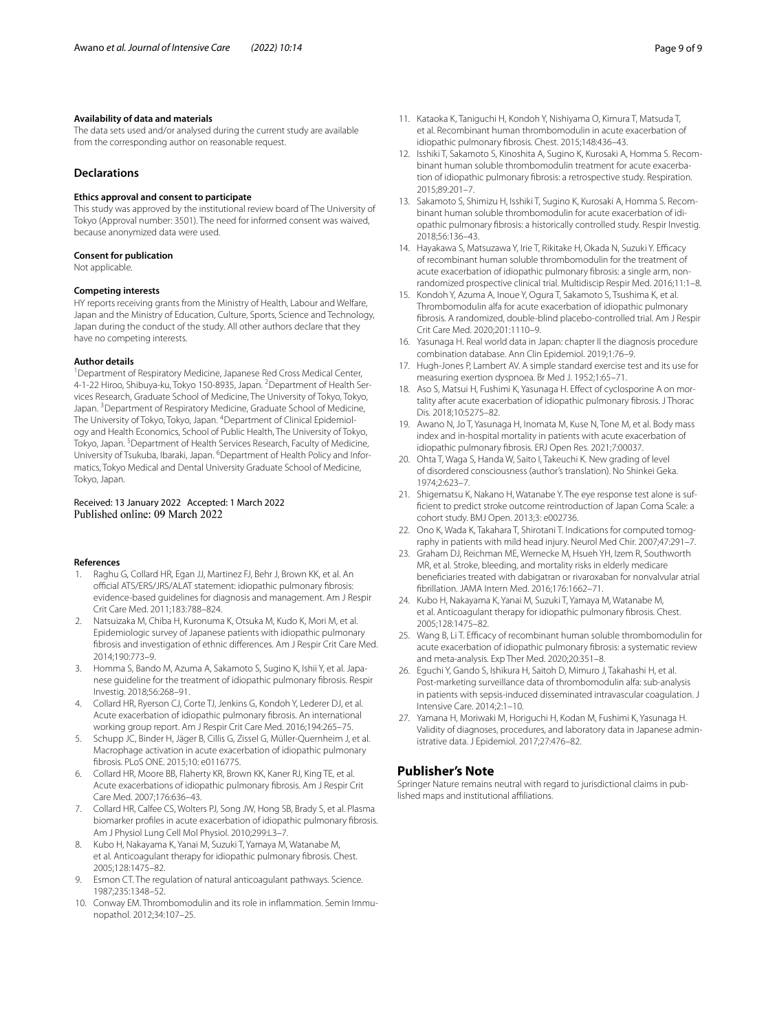#### Availability of data and materials

The data sets used and/or analysed during the current study are available from the corresponding author on reasonable request.

## Declarations

#### Ethics approval and consent to participate

This study was approved by the institutional review board of The University of Tokyo (Approval number: 3501). The need for informed consent was waived, because anonymized data were used.

#### Consent for publication

Not applicable.

#### Competing interests

HY reports receiving grants from the Ministry of Health, Labour and Welfare, Japan and the Ministry of Education, Culture, Sports, Science and Technology, Japan during the conduct of the study. All other authors declare that they have no competing interests.

#### Author details

[1]Department of Respiratory Medicine, Japanese Red Cross Medical Center, 4-1-22 Hiroo, Shibuya-ku, Tokyo 150-8935, Japan. [2]Department of Health Services Research, Graduate School of Medicine, The University of Tokyo, Tokyo, Japan. [3]Department of Respiratory Medicine, Graduate School of Medicine, The University of Tokyo, Tokyo, Japan. [4]Department of Clinical Epidemiology and Health Economics, School of Public Health, The University of Tokyo, Tokyo, Japan. [5]Department of Health Services Research, Faculty of Medicine, University of Tsukuba, Ibaraki, Japan. [6]Department of Health Policy and Informatics, Tokyo Medical and Dental University Graduate School of Medicine, Tokyo, Japan.

Received: 13 January 2022 Accepted: 1 March 2022
Published online: 09 March 2022

#### References

1. Raghu G, Collard HR, Egan JJ, Martinez FJ, Behr J, Brown KK, et al. An official ATS/ERS/JRS/ALAT statement: idiopathic pulmonary fibrosis: evidence-based guidelines for diagnosis and management. Am J Respir Crit Care Med. 2011;183:788–824.
2. Natsuizaka M, Chiba H, Kuronuma K, Otsuka M, Kudo K, Mori M, et al. Epidemiologic survey of Japanese patients with idiopathic pulmonary fibrosis and investigation of ethnic differences. Am J Respir Crit Care Med. 2014;190:773–9.
3. Homma S, Bando M, Azuma A, Sakamoto S, Sugino K, Ishii Y, et al. Japanese guideline for the treatment of idiopathic pulmonary fibrosis. Respir Investig. 2018;56:268–91.
4. Collard HR, Ryerson CJ, Corte TJ, Jenkins G, Kondoh Y, Lederer DJ, et al. Acute exacerbation of idiopathic pulmonary fibrosis. An international working group report. Am J Respir Crit Care Med. 2016;194:265–75.
5. Schupp JC, Binder H, Jäger B, Cillis G, Zissel G, Müller-Quernheim J, et al. Macrophage activation in acute exacerbation of idiopathic pulmonary fibrosis. PLoS ONE. 2015;10: e0116775.
6. Collard HR, Moore BB, Flaherty KR, Brown KK, Kaner RJ, King TE, et al. Acute exacerbations of idiopathic pulmonary fibrosis. Am J Respir Crit Care Med. 2007;176:636–43.
7. Collard HR, Calfee CS, Wolters PJ, Song JW, Hong SB, Brady S, et al. Plasma biomarker profiles in acute exacerbation of idiopathic pulmonary fibrosis. Am J Physiol Lung Cell Mol Physiol. 2010;299:L3–7.
8. Kubo H, Nakayama K, Yanai M, Suzuki T, Yamaya M, Watanabe M, et al. Anticoagulant therapy for idiopathic pulmonary fibrosis. Chest. 2005;128:1475–82.
9. Esmon CT. The regulation of natural anticoagulant pathways. Science. 1987;235:1348–52.
10. Conway EM. Thrombomodulin and its role in inflammation. Semin Immunopathol. 2012;34:107–25.
11. Kataoka K, Taniguchi H, Kondoh Y, Nishiyama O, Kimura T, Matsuda T, et al. Recombinant human thrombomodulin in acute exacerbation of idiopathic pulmonary fibrosis. Chest. 2015;148:436–43.
12. Isshiki T, Sakamoto S, Kinoshita A, Sugino K, Kurosaki A, Homma S. Recombinant human soluble thrombomodulin treatment for acute exacerbation of idiopathic pulmonary fibrosis: a retrospective study. Respiration. 2015;89:201–7.
13. Sakamoto S, Shimizu H, Isshiki T, Sugino K, Kurosaki A, Homma S. Recombinant human soluble thrombomodulin for acute exacerbation of idiopathic pulmonary fibrosis: a historically controlled study. Respir Investig. 2018;56:136–43.
14. Hayakawa S, Matsuzawa Y, Irie T, Rikitake H, Okada N, Suzuki Y. Efficacy of recombinant human soluble thrombomodulin for the treatment of acute exacerbation of idiopathic pulmonary fibrosis: a single arm, non-randomized prospective clinical trial. Multidiscip Respir Med. 2016;11:1–8.
15. Kondoh Y, Azuma A, Inoue Y, Ogura T, Sakamoto S, Tsushima K, et al. Thrombomodulin alfa for acute exacerbation of idiopathic pulmonary fibrosis. A randomized, double-blind placebo-controlled trial. Am J Respir Crit Care Med. 2020;201:1110–9.
16. Yasunaga H. Real world data in Japan: chapter II the diagnosis procedure combination database. Ann Clin Epidemiol. 2019;1:76–9.
17. Hugh-Jones P, Lambert AV. A simple standard exercise test and its use for measuring exertion dyspnoea. Br Med J. 1952;1:65–71.
18. Aso S, Matsui H, Fushimi K, Yasunaga H. Effect of cyclosporine A on mortality after acute exacerbation of idiopathic pulmonary fibrosis. J Thorac Dis. 2018;10:5275–82.
19. Awano N, Jo T, Yasunaga H, Inomata M, Kuse N, Tone M, et al. Body mass index and in-hospital mortality in patients with acute exacerbation of idiopathic pulmonary fibrosis. ERJ Open Res. 2021;7:00037.
20. Ohta T, Waga S, Handa W, Saito I, Takeuchi K. New grading of level of disordered consciousness (author's translation). No Shinkei Geka. 1974;2:623–7.
21. Shigematsu K, Nakano H, Watanabe Y. The eye response test alone is sufficient to predict stroke outcome reintroduction of Japan Coma Scale: a cohort study. BMJ Open. 2013;3: e002736.
22. Ono K, Wada K, Takahara T, Shirotani T. Indications for computed tomography in patients with mild head injury. Neurol Med Chir. 2007;47:291–7.
23. Graham DJ, Reichman ME, Wernecke M, Hsueh YH, Izem R, Southworth MR, et al. Stroke, bleeding, and mortality risks in elderly medicare beneficiaries treated with dabigatran or rivaroxaban for nonvalvular atrial fibrillation. JAMA Intern Med. 2016;176:1662–71.
24. Kubo H, Nakayama K, Yanai M, Suzuki T, Yamaya M, Watanabe M, et al. Anticoagulant therapy for idiopathic pulmonary fibrosis. Chest. 2005;128:1475–82.
25. Wang B, Li T. Efficacy of recombinant human soluble thrombomodulin for acute exacerbation of idiopathic pulmonary fibrosis: a systematic review and meta-analysis. Exp Ther Med. 2020;20:351–8.
26. Eguchi Y, Gando S, Ishikura H, Saitoh D, Mimuro J, Takahashi H, et al. Post-marketing surveillance data of thrombomodulin alfa: sub-analysis in patients with sepsis-induced disseminated intravascular coagulation. J Intensive Care. 2014;2:1–10.
27. Yamana H, Moriwaki M, Horiguchi H, Kodan M, Fushimi K, Yasunaga H. Validity of diagnoses, procedures, and laboratory data in Japanese administrative data. J Epidemiol. 2017;27:476–82.

## Publisher's Note

Springer Nature remains neutral with regard to jurisdictional claims in published maps and institutional affiliations.